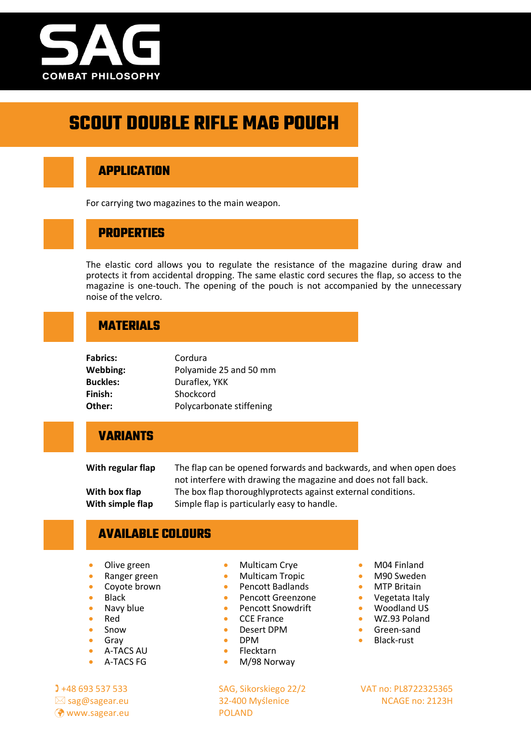# SAG

COMBAT PHILOSOPHY

# SCOUT DOUBLE RIFLE MAG POUCH

## APPLICATION

For carrying two magazines to the main weapon.

## PROPERTIES

The elastic cord allows you to regulate the resistance of the magazine during draw and protects it from accidental dropping. The same elastic cord secures the flap, so access to the magazine is one-touch. The opening of the pouch is not accompanied by the unnecessary noise of the velcro.

## MATERIALS

| | |
|---|---|
| **Fabrics:** | Cordura |
| **Webbing:** | Polyamide 25 and 50 mm |
| **Buckles:** | Duraflex, YKK |
| **Finish:** | Shockcord |
| **Other:** | Polycarbonate stiffening |

## VARIANTS

| | |
|---|---|
| **With regular flap** | The flap can be opened forwards and backwards, and when open does not interfere with drawing the magazine and does not fall back. |
| **With box flap** | The box flap thoroughlyprotects against external conditions. |
| **With simple flap** | Simple flap is particularly easy to handle. |

## AVAILABLE COLOURS

- Olive green
- Ranger green
- Coyote brown
- Black
- Navy blue
- Red
- Snow
- Gray
- A-TACS AU
- A-TACS FG
- Multicam Crye
- Multicam Tropic
- Pencott Badlands
- Pencott Greenzone
- Pencott Snowdrift
- CCE France
- Desert DPM
- DPM
- Flecktarn
- M/98 Norway
- M04 Finland
- M90 Sweden
- MTP Britain
- Vegetata Italy
- Woodland US
- WZ.93 Poland
- Green-sand
- Black-rust

+48 693 537 533
sag@sagear.eu
www.sagear.eu

SAG, Sikorskiego 22/2
32-400 Myślenice
POLAND

VAT no: PL8722325365
NCAGE no: 2123H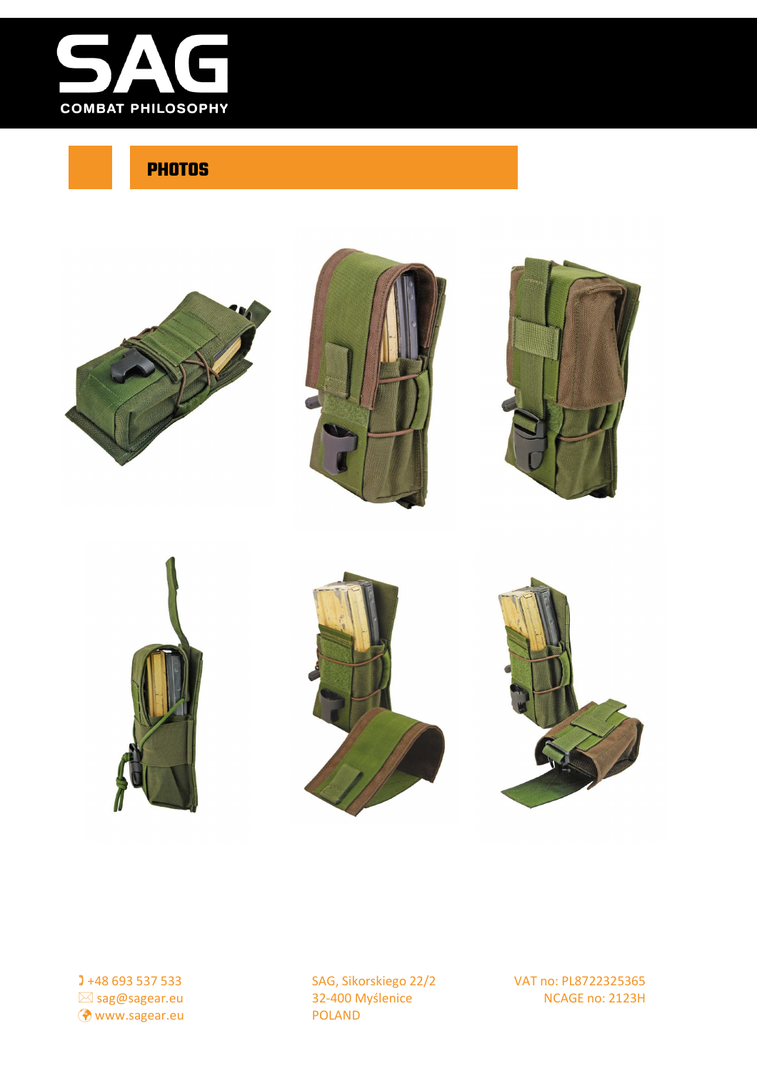## PHOTOS

+48 693 537 533
sag@sagear.eu
www.sagear.eu

SAG, Sikorskiego 22/2
32-400 Myślenice
POLAND

VAT no: PL8722325365
NCAGE no: 2123H